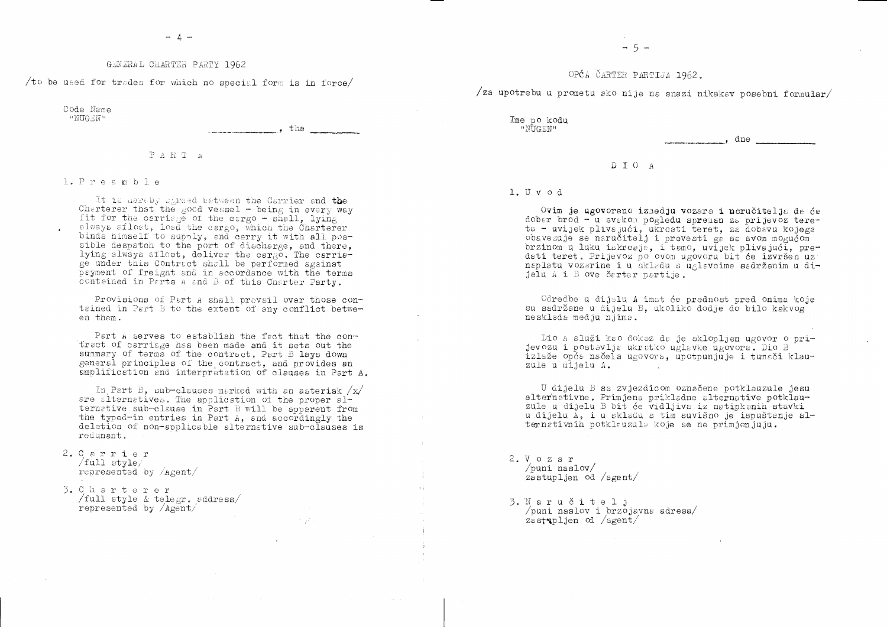# GENERAL CHARTER PARTY 1962

/to be used for trades for which no special form is in force/

Code Name
"NUGEN"

_____________, the _________

## P A R T A

1. P r e a m b l e

It is hereby agreed between the Carrier and the Charterer that the good vessel - being in every way fit for the carriage of the cargo - shall, lying always afloat, load the cargo, which the Charterer binds himself to supply, and carry it with all possible despatch to the port of discharge, and there, lying always afloat, deliver the cargo. The carriage under this Contract shall be performed against payment of freight and in accordance with the terms contained in Parts A and B of this Charter Party.

Provisions of Part A shall prevail over those contained in Part B to the extent of any conflict between them.

Part A serves to establish the fact that the contract of carriage has been made and it sets out the summary of terms of the contract. Part B lays down general principles of the contract, and provides an amplification and interpretation of clauses in Part A.

In Part B, sub-clauses marked with an asterisk /x/ are alternatives. The application of the proper alternative sub-clause in Part B will be apparent from the typed-in entries in Part A, and accordingly the deletion of non-applicable alternative sub-clauses is redunant.

2. C a r r i e r
/full style/
represented by /Agent/

3. C h a r t e r e r
/full style & telegr. address/
represented by /Agent/

# OPĆA ČARTER PARTIJA 1962.

/za upotrebu u prometu ako nije na snazi nikakav posebni formular/

Ime po kodu
"NUGEN"

_____________, dne _____________

## D I O A

1. U v o d

Ovim je ugovoreno izmedju vozara i naručitelja da će dobar brod - u svakom pogledu spreman za prijevoz tereta - uvijek plivajući, ukrcati teret, za dobavu kojega obvezuje se naručitelj i prevesti ga sa svom mogućom brzinom u luku iskrcaja, i tamo, uvijek plivajući, predati teret. Prijevoz po ovom ugovoru bit će izvršen uz naplatu vozarine i u skladu s uglavcima sadržanim u dijelu A i B ove čarter partije.

Odredbe u dijelu A imat će prednost pred onima koje su sadržane u dijelu B, ukoliko dodje do bilo kakvog nesklada medju njima.

Dio A služi kao dokaz da je sklopljen ugovor o prijevozu i postavlja ukratko uglavke ugovora. Dio B izlaže opća načela ugovora, upotpunjuje i tumači klauzule u dijelu A.

U dijelu B sa zvjezdicom označene potklauzule jesu alternativne. Primjena prikladne alternative potklauzule u dijelu B bit će vidljiva iz natipkanih stavki u dijelu A, i u skladu s tim suvišno je ispuštenje alternativnih potklauzula koje se ne primjenjuju.

2. V o z a r
/puni naslov/
zastupljen od /agent/

3. N a r u č i t e l j
/puni naslov i brzojavna adresa/
zastupljen od /agent/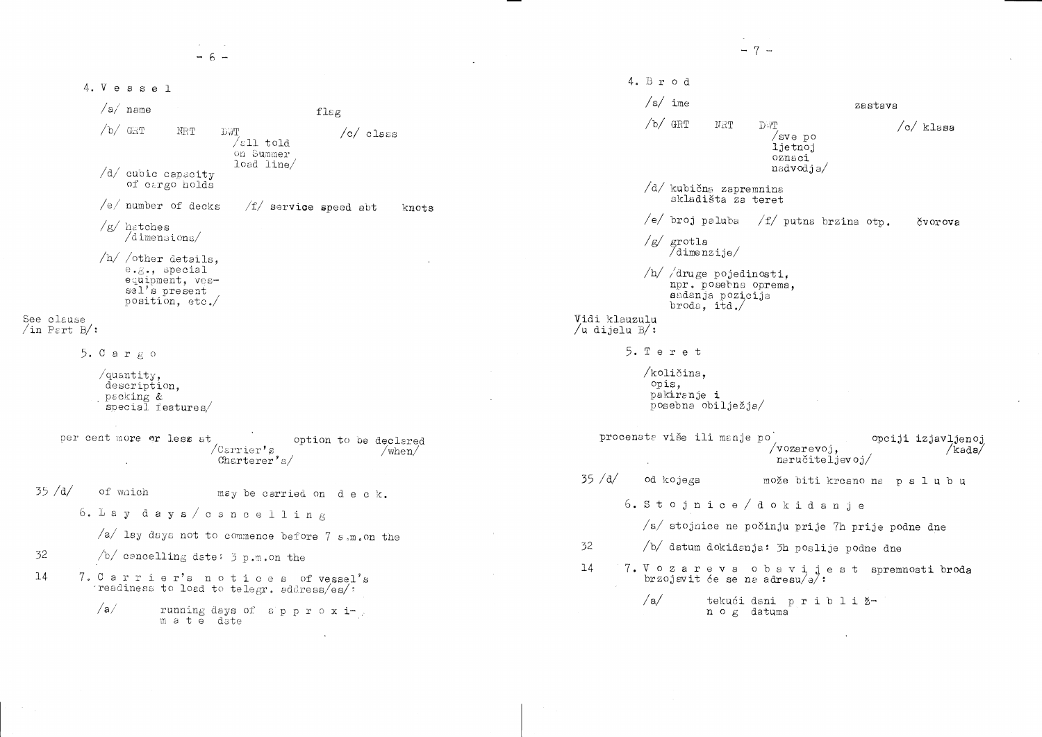4. V e s s e l

/a/ name flag

/b/ GRT NRT DWT /all told on Summer load line/ /c/ class

/d/ cubic capacity of cargo holds

/e/ number of decks /f/ service speed abt knots

/g/ hatches /dimensions/

/h/ /other details, e.g., special equipment, vessel's present position, etc./

See clause /in Part B/:

5. C a r g o

/quantity, description, packing & special features/

per cent more or less at /Carrier's Charterer's/ option to be declared /when/

35 /d/ of which may be carried on d e c k.

6. L a y d a y s / c a n c e l l i n g

/a/ lay days not to commence before 7 a.m. on the

32 /b/ cancelling date: 3 p.m. on the

14 7. C a r r i e r's n o t i c e s of vessel's readiness to load to telegr. address/es/:

/a/ running days of a p p r o x i m a t e date

---

4. B r o d

/a/ ime zastava

/b/ GRT NRT DWT /sve po ljetnoj oznaci nadvodja/ /c/ klasa

/d/ kubična zapremnina skladišta za teret

/e/ broj paluba /f/ putna brzina otp. čvorova

/g/ grotla /dimenzije/

/h/ /druge pojedinosti, npr. posebna oprema, sadanja pozicija broda, itd./

Vidi klauzulu /u dijelu B/:

5. T e r e t

/količina, opis, pakiranje i posebna obilježja/

procenata više ili manje po /vozarevoj, naručiteljevoj/ opciji izjavljenoj /kada/

35 /d/ od kojega može biti krcano na p a l u b u

6. S t o j n i c e / d o k i d a n j e

/a/ stojnice ne počinju prije 7h prije podne dne

32 /b/ datum dokidanja: 3h poslije podne dne

14 7. V o z a r e v a o b a v i j e s t spremnosti broda brzojavit će se na adresu/e/:

/a/ tekući dani p r i b l i ž n o g datuma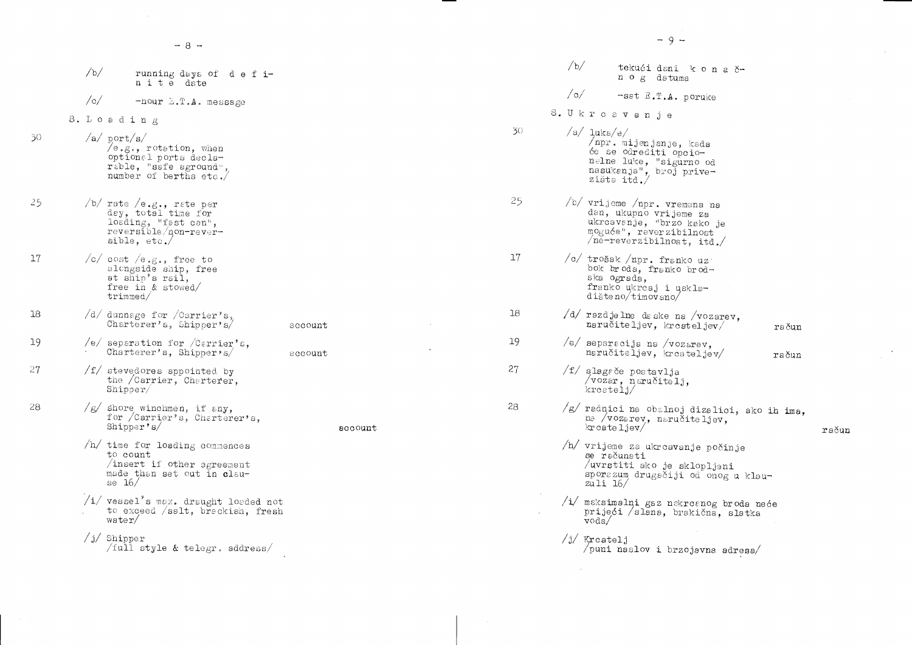/b/ running days of d e f i n i t e date

/c/ -hour E.T.A. message

8. L o a d i n g

30 /a/ port/s/
/e.g., rotation, when optional ports declarable, "safe aground", number of berths etc./

25 /b/ rate /e.g., rate per day, total time for loading, "fast can", reversible/non-reversible, etc./

17 /c/ cost /e.g., free to alongside ship, free at ship's rail, free in & stowed/ trimmed/

18 /d/ dunnage for /Carrier's, Charterer's, Shipper's/ account

19 /e/ separation for /Carrier's, Charterer's, Shipper's/ account

27 /f/ stevedores appointed by the /Carrier, Charterer, Shipper/

28 /g/ shore winchmen, if any, for /Carrier's, Charterer's, Shipper's/ account

/h/ time for loading commences to count
/insert if other agreement made than set out in clause 16/

/i/ vessel's max. draught loaded not to exceed /salt, brackish, fresh water/

/j/ Shipper
/full style & telegr. address/

---

/b/ tekući dani k o n a č n o g datuma

/c/ -sat E.T.A. poruke

8. U k r c a v a n j e

30 /a/ luka/e/
/npr. mijenjanje, kada će se odrediti opcionalne luke, "sigurno od nasukanja", broj privezišta itd./

25 /b/ vrijeme /npr. vremena na dan, ukupno vrijeme za ukrcavanje, "brzo kako je moguće", reverzibilnost /ne-reverzibilnost, itd./

17 /c/ trošak /npr. franko uz bok broda, franko brodska ograda, franko ukrcaj i uskladišteno/timovano/

18 /d/ razdjelne daske na /vozarev, naručiteljev, krcateljev/ račun

19 /e/ separacija na /vozarev, naručiteljev, krcateljev/ račun

27 /f/ slagače postavlja /vozar, naručitelj, krcatelj/

28 /g/ radnici na obalnoj dizalici, ako ih ima, na /vozarev, naručiteljev, krcateljev/ račun

/h/ vrijeme za ukrcavanje počinje se računati
/uvrstiti ako je sklopljeni sporazum drugačiji od onog u klauzuli 16/

/i/ maksimalni gaz nakrcanog broda neće prijeći /slana, brakična, slatka voda/

/j/ Krcatelj
/puni naslov i brzojavna adresa/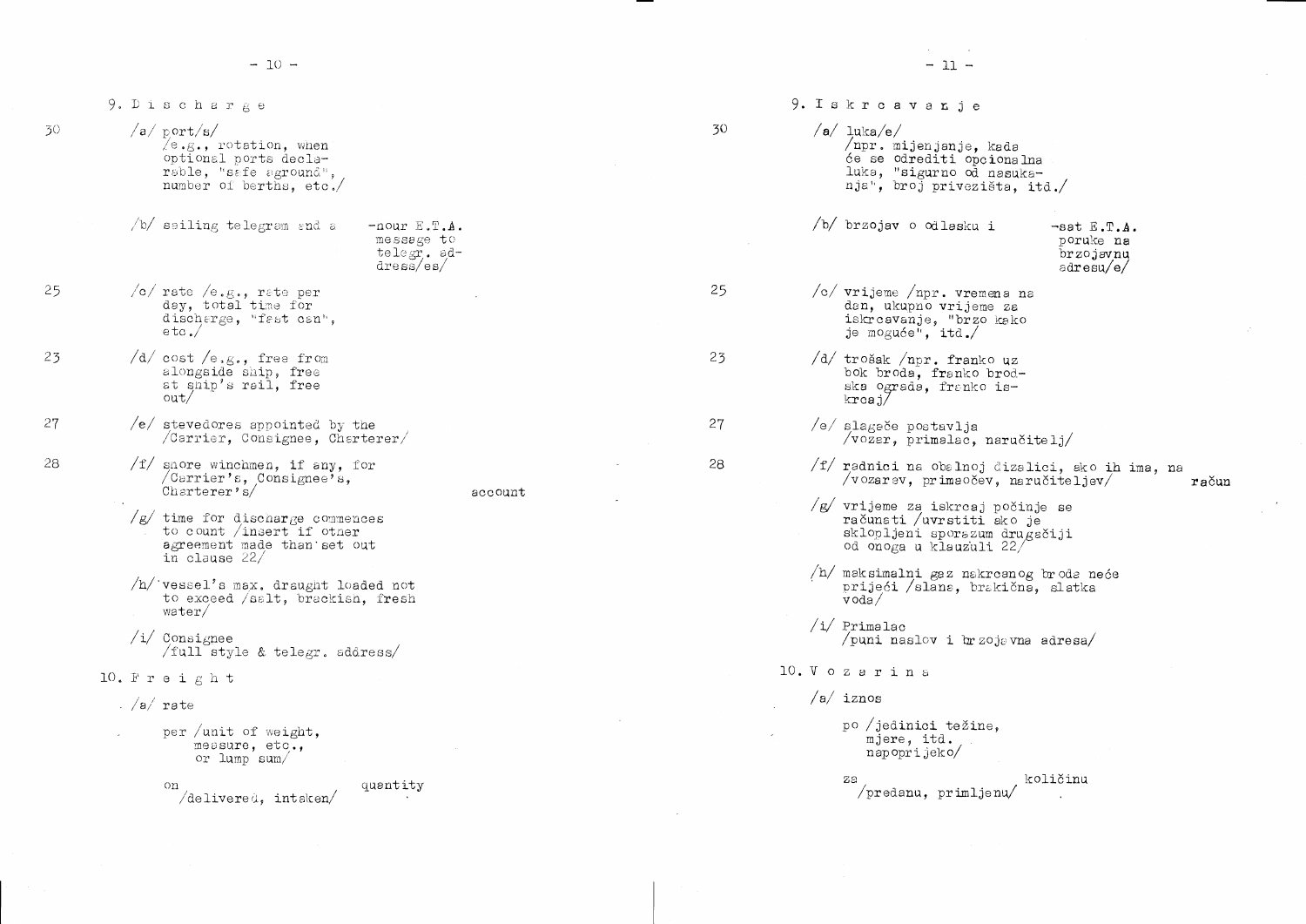9. D i s c h a r g e

30 /a/ port/s/
/e.g., rotation, when optional ports declarable, "safe aground", number of berths, etc./

/b/ sailing telegram and a -hour E.T.A. message to telegr. address/es/

25 /c/ rate /e.g., rate per day, total time for discharge, "fast can", etc./

23 /d/ cost /e.g., free from alongside ship, free at ship's rail, free out/

27 /e/ stevedores appointed by the /Carrier, Consignee, Charterer/

28 /f/ shore winchmen, if any, for /Carrier's, Consignee's, Charterer's/ account

/g/ time for discharge commences to count /insert if other agreement made than set out in clause 22/

/h/ vessel's max. draught loaded not to exceed /salt, brackish, fresh water/

/i/ Consignee
/full style & telegr. address/

10. F r e i g h t

/a/ rate

per /unit of weight, measure, etc., or lump sum/

on quantity
/delivered, intaken/

9. I s k r c a v a n j e

30 /a/ luka/e/
/npr. mijenjanje, kada će se odrediti opcionalna luka, "sigurno od nasukanja", broj privezišta, itd./

/b/ brzojav o odlasku i -sat E.T.A. poruke na brzojavnu adresu/e/

25 /c/ vrijeme /npr. vremena na dan, ukupno vrijeme za iskrcavanje, "brzo kako je moguće", itd./

23 /d/ trošak /npr. franko uz bok broda, franko brodska ograda, franko iskrcaj/

27 /e/ slagače postavlja /vozar, primalac, naručitelj/

28 /f/ radnici na obalnoj dizalici, ako ih ima, na /vozarev, primaočev, naručiteljev/ račun

/g/ vrijeme za iskrcaj počinje se računati /uvrstiti ako je sklopljeni sporazum drugačiji od onoga u klauzuli 22/

/h/ maksimalni gaz nakrcanog broda neće prijeći /slana, brakična, slatka voda/

/i/ Primalac
/puni naslov i brzojavna adresa/

10. V o z a r i n a

/a/ iznos

po /jedinici težine, mjere, itd. napoprijeko/

za količinu
/predanu, primljenu/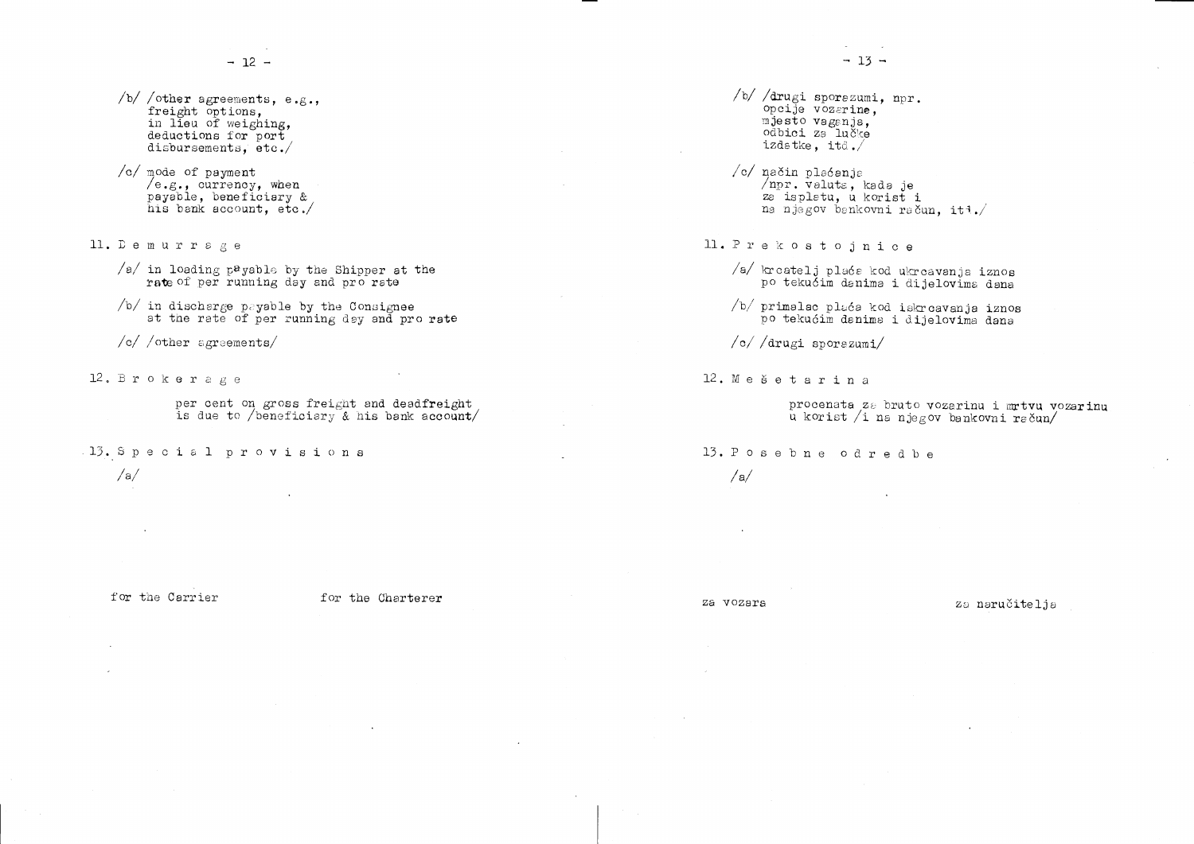/b/ /other agreements, e.g.,
freight options,
in lieu of weighing,
deductions for port
disbursements, etc./

/c/ mode of payment
/e.g., currency, when
payable, beneficiary &
his bank account, etc./

11. D e m u r r a g e

/a/ in loading payable by the Shipper at the rate of per running day and pro rate

/b/ in discharge payable by the Consignee at the rate of per running day and pro rate

/c/ /other agreements/

12. B r o k e r a g e

per cent on gross freight and deadfreight is due to /beneficiary & his bank account/

13. S p e c i a l  p r o v i s i o n s

/a/

for the Carrier　　　　for the Charterer

/b/ /drugi sporazumi, npr.
opcije vozarine,
mjesto vaganja,
odbici za lučke
izdatke, itd./

/c/ način plaćanja
/npr. valuta, kada je
za isplatu, u korist i
na njegov bankovni račun, itd./

11. P r e k o s t o j n i c e

/a/ krcatelj plaća kod ukrcavanja iznos po tekućim danima i dijelovima dana

/b/ primalac plaća kod iskrcavanja iznos po tekućim danima i dijelovima dana

/c/ /drugi sporazumi/

12. M e š e t a r i n a

procenata za bruto vozarinu i mrtvu vozarinu u korist /i na njegov bankovni račun/

13. P o s e b n e  o d r e d b e

/a/

za vozara　　　　za naručitelja